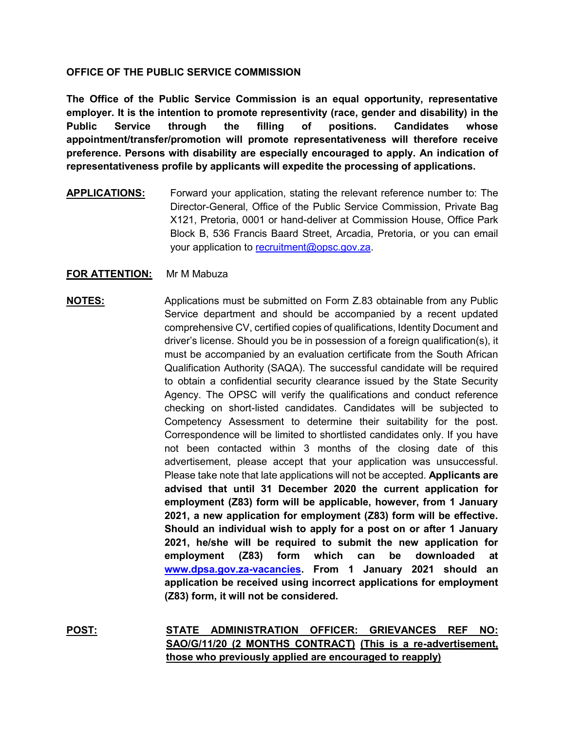## OFFICE OF THE PUBLIC SERVICE COMMISSION

**The Office of the Public Service Commission is an equal opportunity, representative employer. It is the intention to promote representivity (race, gender and disability) in the Public Service through the filling of positions. Candidates whose appointment/transfer/promotion will promote representativeness will therefore receive preference. Persons with disability are especially encouraged to apply. An indication of representativeness profile by applicants will expedite the processing of applications.**

**APPLICATIONS:** Forward your application, stating the relevant reference number to: The Director-General, Office of the Public Service Commission, Private Bag X121, Pretoria, 0001 or hand-deliver at Commission House, Office Park Block B, 536 Francis Baard Street, Arcadia, Pretoria, or you can email your application to recruitment@opsc.gov.za.

**FOR ATTENTION:** Mr M Mabuza

**NOTES:** Applications must be submitted on Form Z.83 obtainable from any Public Service department and should be accompanied by a recent updated comprehensive CV, certified copies of qualifications, Identity Document and driver's license. Should you be in possession of a foreign qualification(s), it must be accompanied by an evaluation certificate from the South African Qualification Authority (SAQA). The successful candidate will be required to obtain a confidential security clearance issued by the State Security Agency. The OPSC will verify the qualifications and conduct reference checking on short-listed candidates. Candidates will be subjected to Competency Assessment to determine their suitability for the post. Correspondence will be limited to shortlisted candidates only. If you have not been contacted within 3 months of the closing date of this advertisement, please accept that your application was unsuccessful. Please take note that late applications will not be accepted. **Applicants are advised that until 31 December 2020 the current application for employment (Z83) form will be applicable, however, from 1 January 2021, a new application for employment (Z83) form will be effective. Should an individual wish to apply for a post on or after 1 January 2021, he/she will be required to submit the new application for employment (Z83) form which can be downloaded at www.dpsa.gov.za-vacancies. From 1 January 2021 should an application be received using incorrect applications for employment (Z83) form, it will not be considered.**

**POST:** **STATE ADMINISTRATION OFFICER: GRIEVANCES REF NO: SAO/G/11/20 (2 MONTHS CONTRACT) (This is a re-advertisement, those who previously applied are encouraged to reapply)**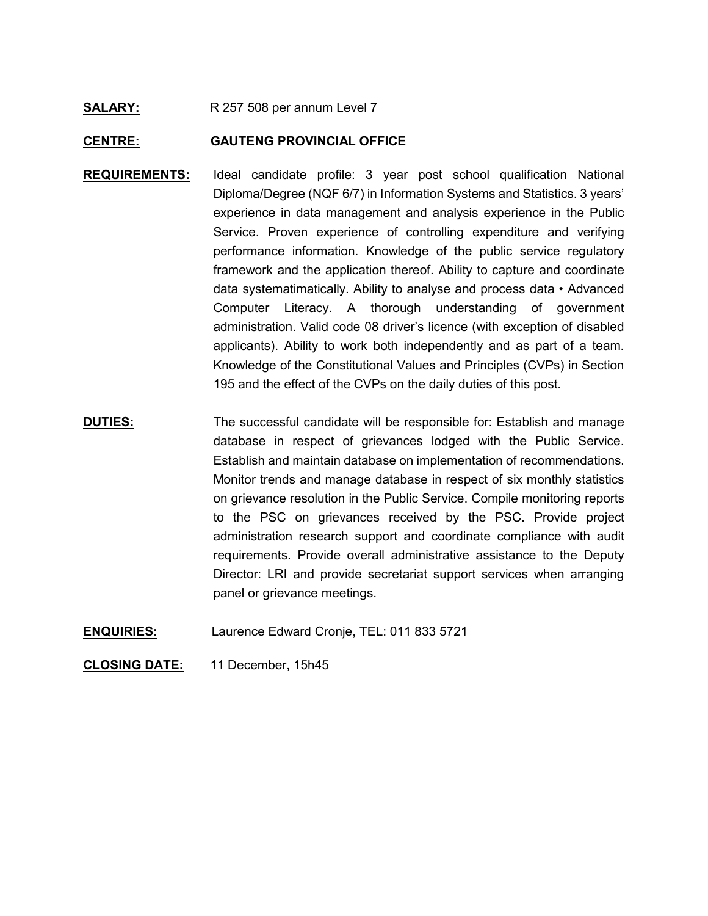**SALARY:** R 257 508 per annum Level 7

**CENTRE:** **GAUTENG PROVINCIAL OFFICE**

**REQUIREMENTS:** Ideal candidate profile: 3 year post school qualification National Diploma/Degree (NQF 6/7) in Information Systems and Statistics. 3 years' experience in data management and analysis experience in the Public Service. Proven experience of controlling expenditure and verifying performance information. Knowledge of the public service regulatory framework and the application thereof. Ability to capture and coordinate data systematimatically. Ability to analyse and process data • Advanced Computer Literacy. A thorough understanding of government administration. Valid code 08 driver's licence (with exception of disabled applicants). Ability to work both independently and as part of a team. Knowledge of the Constitutional Values and Principles (CVPs) in Section 195 and the effect of the CVPs on the daily duties of this post.

**DUTIES:** The successful candidate will be responsible for: Establish and manage database in respect of grievances lodged with the Public Service. Establish and maintain database on implementation of recommendations. Monitor trends and manage database in respect of six monthly statistics on grievance resolution in the Public Service. Compile monitoring reports to the PSC on grievances received by the PSC. Provide project administration research support and coordinate compliance with audit requirements. Provide overall administrative assistance to the Deputy Director: LRI and provide secretariat support services when arranging panel or grievance meetings.

**ENQUIRIES:** Laurence Edward Cronje, TEL: 011 833 5721

**CLOSING DATE:** 11 December, 15h45